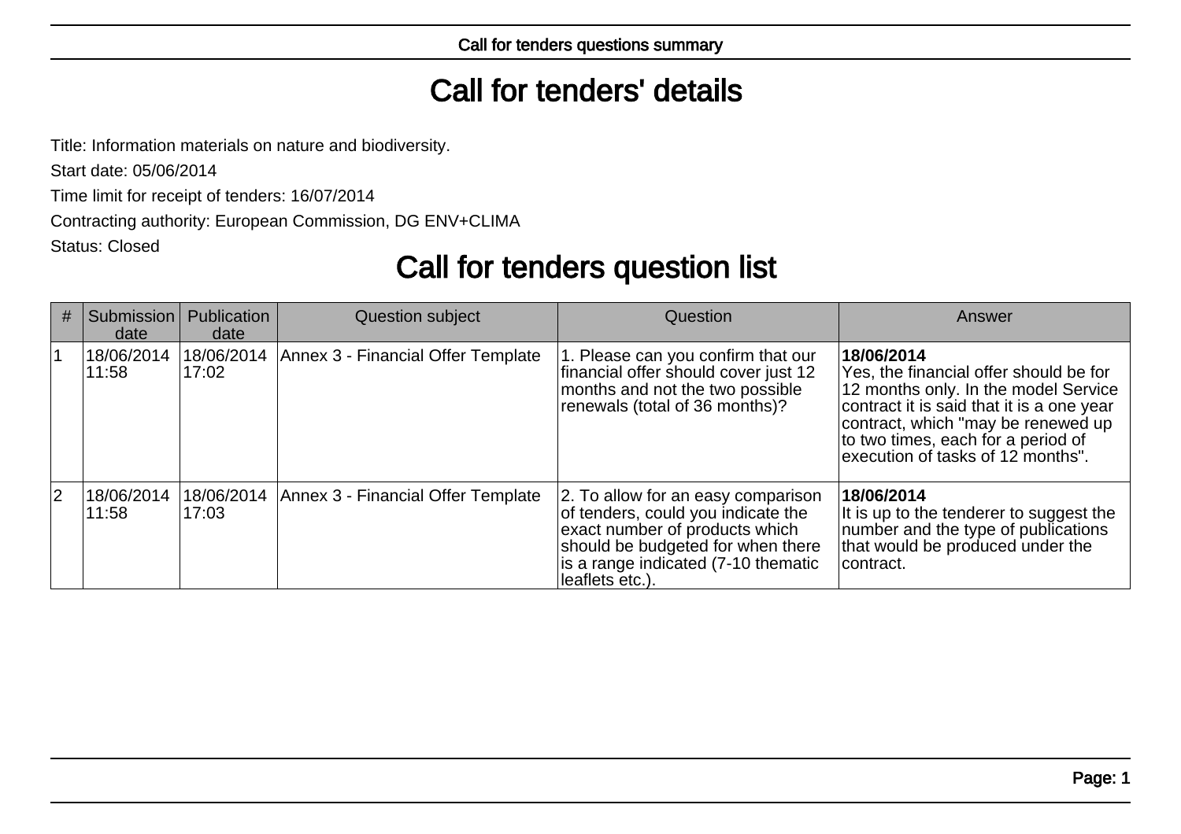# Call for tenders' details

Title: Information materials on nature and biodiversity.

Start date: 05/06/2014

Time limit for receipt of tenders: 16/07/2014

Contracting authority: European Commission, DG ENV+CLIMA

Status: Closed

# Call for tenders question list

| # | Submission date | Publication date | Question subject | Question | Answer |
|---|---|---|---|---|---|
| 1 | 18/06/2014 11:58 | 18/06/2014 17:02 | Annex 3 - Financial Offer Template | 1. Please can you confirm that our financial offer should cover just 12 months and not the two possible renewals (total of 36 months)? | **18/06/2014** Yes, the financial offer should be for 12 months only. In the model Service contract it is said that it is a one year contract, which "may be renewed up to two times, each for a period of execution of tasks of 12 months". |
| 2 | 18/06/2014 11:58 | 18/06/2014 17:03 | Annex 3 - Financial Offer Template | 2. To allow for an easy comparison of tenders, could you indicate the exact number of products which should be budgeted for when there is a range indicated (7-10 thematic leaflets etc.). | **18/06/2014** It is up to the tenderer to suggest the number and the type of publications that would be produced under the contract. |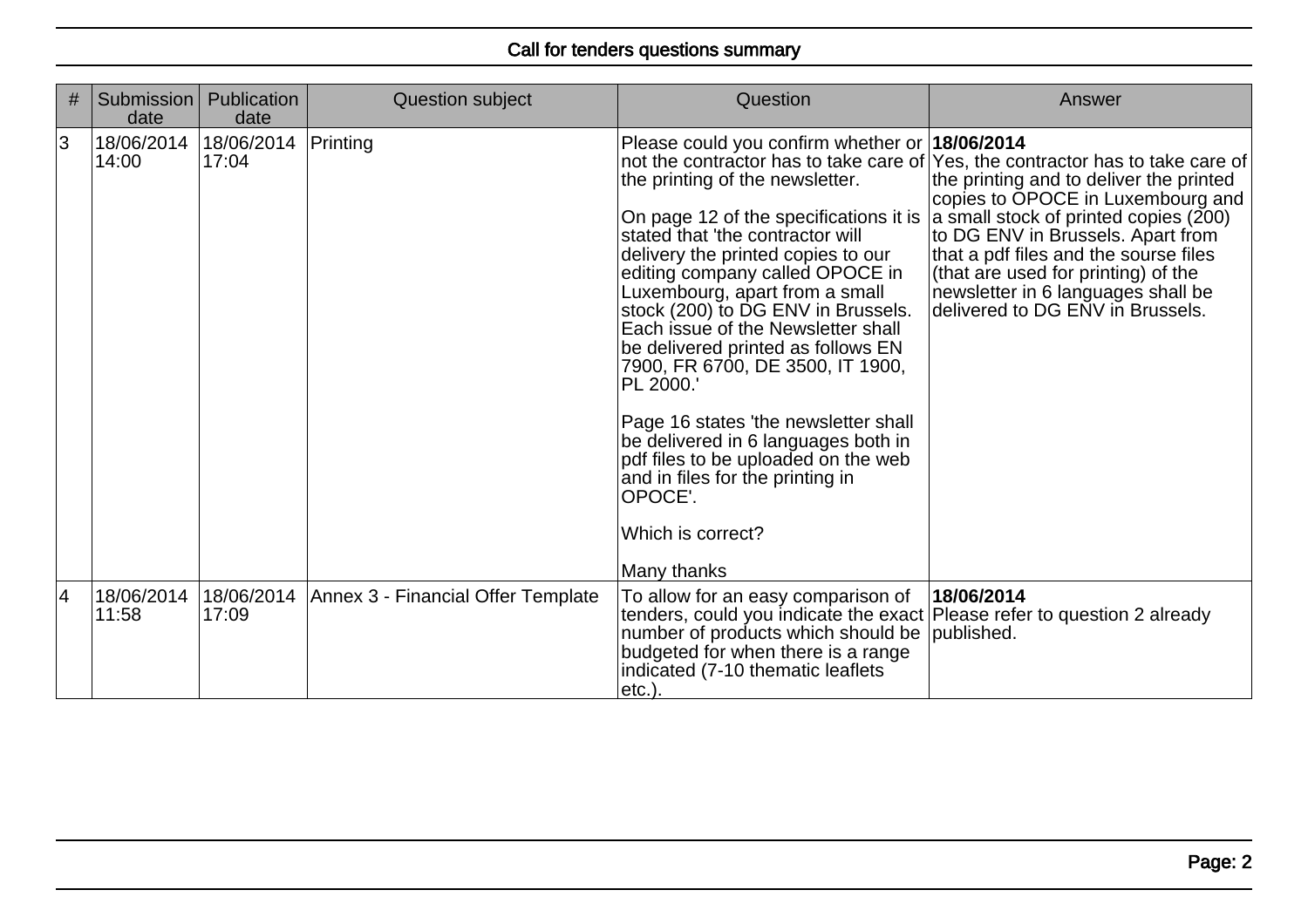## Call for tenders questions summary

| # | Submission date | Publication date | Question subject | Question | Answer |
|---|---|---|---|---|---|
| 3 | 18/06/2014 14:00 | 18/06/2014 17:04 | Printing | Please could you confirm whether or not the contractor has to take care of the printing of the newsletter.<br><br>On page 12 of the specifications it is stated that 'the contractor will delivery the printed copies to our editing company called OPOCE in Luxembourg, apart from a small stock (200) to DG ENV in Brussels. Each issue of the Newsletter shall be delivered printed as follows EN 7900, FR 6700, DE 3500, IT 1900, PL 2000.'<br><br>Page 16 states 'the newsletter shall be delivered in 6 languages both in pdf files to be uploaded on the web and in files for the printing in OPOCE'.<br><br>Which is correct?<br><br>Many thanks | **18/06/2014**<br>Yes, the contractor has to take care of the printing and to deliver the printed copies to OPOCE in Luxembourg and a small stock of printed copies (200) to DG ENV in Brussels. Apart from that a pdf files and the sourse files (that are used for printing) of the newsletter in 6 languages shall be delivered to DG ENV in Brussels. |
| 4 | 18/06/2014 11:58 | 18/06/2014 17:09 | Annex 3 - Financial Offer Template | To allow for an easy comparison of tenders, could you indicate the exact number of products which should be budgeted for when there is a range indicated (7-10 thematic leaflets etc.). | **18/06/2014**<br>Please refer to question 2 already published. |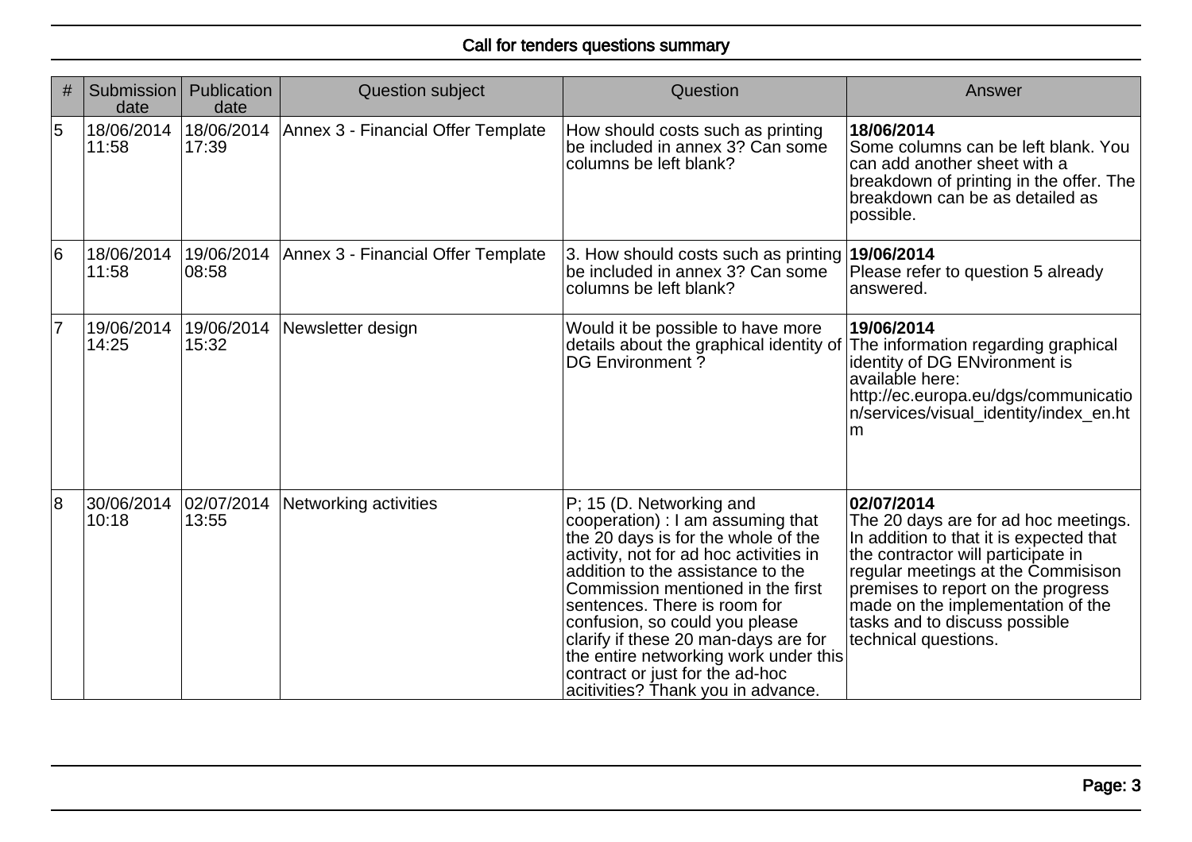## Call for tenders questions summary

| # | Submission date | Publication date | Question subject | Question | Answer |
|---|---|---|---|---|---|
| 5 | 18/06/2014 11:58 | 18/06/2014 17:39 | Annex 3 - Financial Offer Template | How should costs such as printing be included in annex 3? Can some columns be left blank? | **18/06/2014** Some columns can be left blank. You can add another sheet with a breakdown of printing in the offer. The breakdown can be as detailed as possible. |
| 6 | 18/06/2014 11:58 | 19/06/2014 08:58 | Annex 3 - Financial Offer Template | 3. How should costs such as printing be included in annex 3? Can some columns be left blank? | **19/06/2014** Please refer to question 5 already answered. |
| 7 | 19/06/2014 14:25 | 19/06/2014 15:32 | Newsletter design | Would it be possible to have more details about the graphical identity of DG Environment ? | **19/06/2014** The information regarding graphical identity of DG ENvironment is available here: http://ec.europa.eu/dgs/communication/services/visual_identity/index_en.htm |
| 8 | 30/06/2014 10:18 | 02/07/2014 13:55 | Networking activities | P; 15 (D. Networking and cooperation) : I am assuming that the 20 days is for the whole of the activity, not for ad hoc activities in addition to the assistance to the Commission mentioned in the first sentences. There is room for confusion, so could you please clarify if these 20 man-days are for the entire networking work under this contract or just for the ad-hoc acitivities? Thank you in advance. | **02/07/2014** The 20 days are for ad hoc meetings. In addition to that it is expected that the contractor will participate in regular meetings at the Commisison premises to report on the progress made on the implementation of the tasks and to discuss possible technical questions. |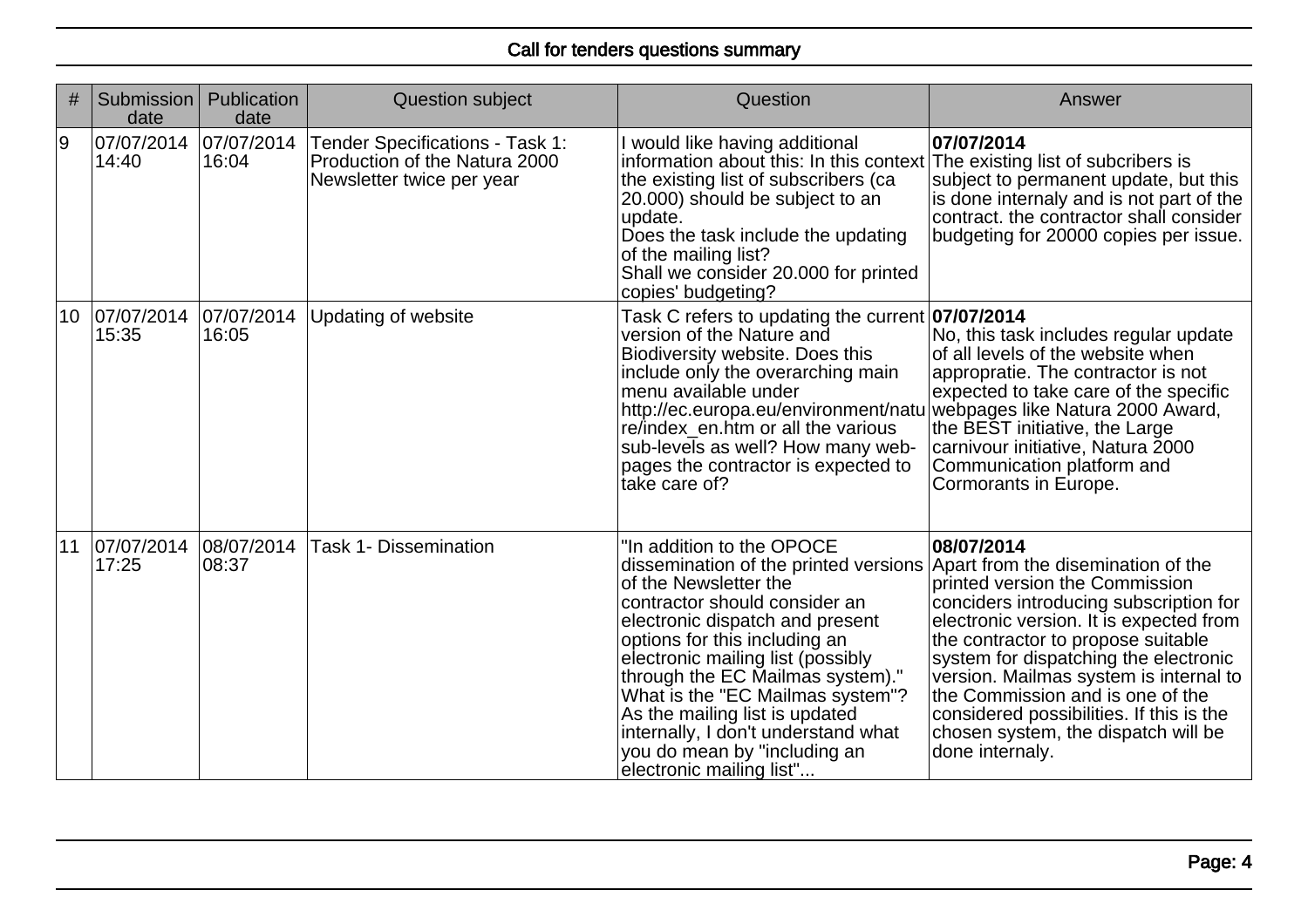# Call for tenders questions summary

| # | Submission date | Publication date | Question subject | Question | Answer |
|---|---|---|---|---|---|
| 9 | 07/07/2014 14:40 | 07/07/2014 16:04 | Tender Specifications - Task 1: Production of the Natura 2000 Newsletter twice per year | I would like having additional information about this: In this context the existing list of subscribers (ca 20.000) should be subject to an update. Does the task include the updating of the mailing list? Shall we consider 20.000 for printed copies' budgeting? | **07/07/2014** The existing list of subcribers is subject to permanent update, but this is done internaly and is not part of the contract. the contractor shall consider budgeting for 20000 copies per issue. |
| 10 | 07/07/2014 15:35 | 07/07/2014 16:05 | Updating of website | Task C refers to updating the current version of the Nature and Biodiversity website. Does this include only the overarching main menu available under http://ec.europa.eu/environment/nature/index_en.htm or all the various sub-levels as well? How many web-pages the contractor is expected to take care of? | **07/07/2014** No, this task includes regular update of all levels of the website when appropratie. The contractor is not expected to take care of the specific webpages like Natura 2000 Award, the BEST initiative, the Large carnivour initiative, Natura 2000 Communication platform and Cormorants in Europe. |
| 11 | 07/07/2014 17:25 | 08/07/2014 08:37 | Task 1- Dissemination | "In addition to the OPOCE dissemination of the printed versions of the Newsletter the contractor should consider an electronic dispatch and present options for this including an electronic mailing list (possibly through the EC Mailmas system)." What is the "EC Mailmas system"? As the mailing list is updated internally, I don't understand what you do mean by "including an electronic mailing list"... | **08/07/2014** Apart from the disemination of the printed version the Commission conciders introducing subscription for electronic version. It is expected from the contractor to propose suitable system for dispatching the electronic version. Mailmas system is internal to the Commission and is one of the considered possibilities. If this is the chosen system, the dispatch will be done internaly. |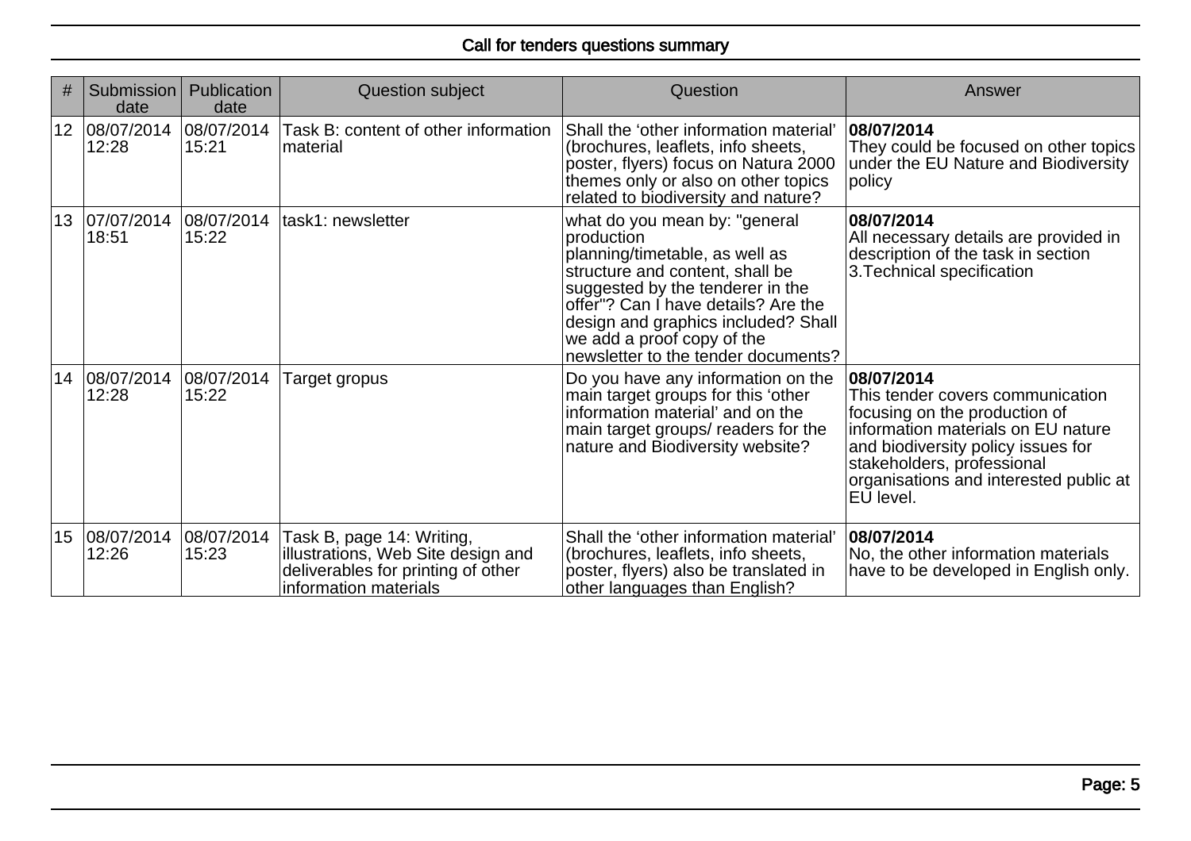| # | Submission date | Publication date | Question subject | Question | Answer |
|---|---|---|---|---|---|
| 12 | 08/07/2014 12:28 | 08/07/2014 15:21 | Task B: content of other information material | Shall the ‘other information material’ (brochures, leaflets, info sheets, poster, flyers) focus on Natura 2000 themes only or also on other topics related to biodiversity and nature? | **08/07/2014** They could be focused on other topics under the EU Nature and Biodiversity policy |
| 13 | 07/07/2014 18:51 | 08/07/2014 15:22 | task1: newsletter | what do you mean by: "general production planning/timetable, as well as structure and content, shall be suggested by the tenderer in the offer"? Can I have details? Are the design and graphics included? Shall we add a proof copy of the newsletter to the tender documents? | **08/07/2014** All necessary details are provided in description of the task in section 3.Technical specification |
| 14 | 08/07/2014 12:28 | 08/07/2014 15:22 | Target gropus | Do you have any information on the main target groups for this ‘other information material’ and on the main target groups/ readers for the nature and Biodiversity website? | **08/07/2014** This tender covers communication focusing on the production of information materials on EU nature and biodiversity policy issues for stakeholders, professional organisations and interested public at EU level. |
| 15 | 08/07/2014 12:26 | 08/07/2014 15:23 | Task B, page 14: Writing, illustrations, Web Site design and deliverables for printing of other information materials | Shall the ‘other information material’ (brochures, leaflets, info sheets, poster, flyers) also be translated in other languages than English? | **08/07/2014** No, the other information materials have to be developed in English only. |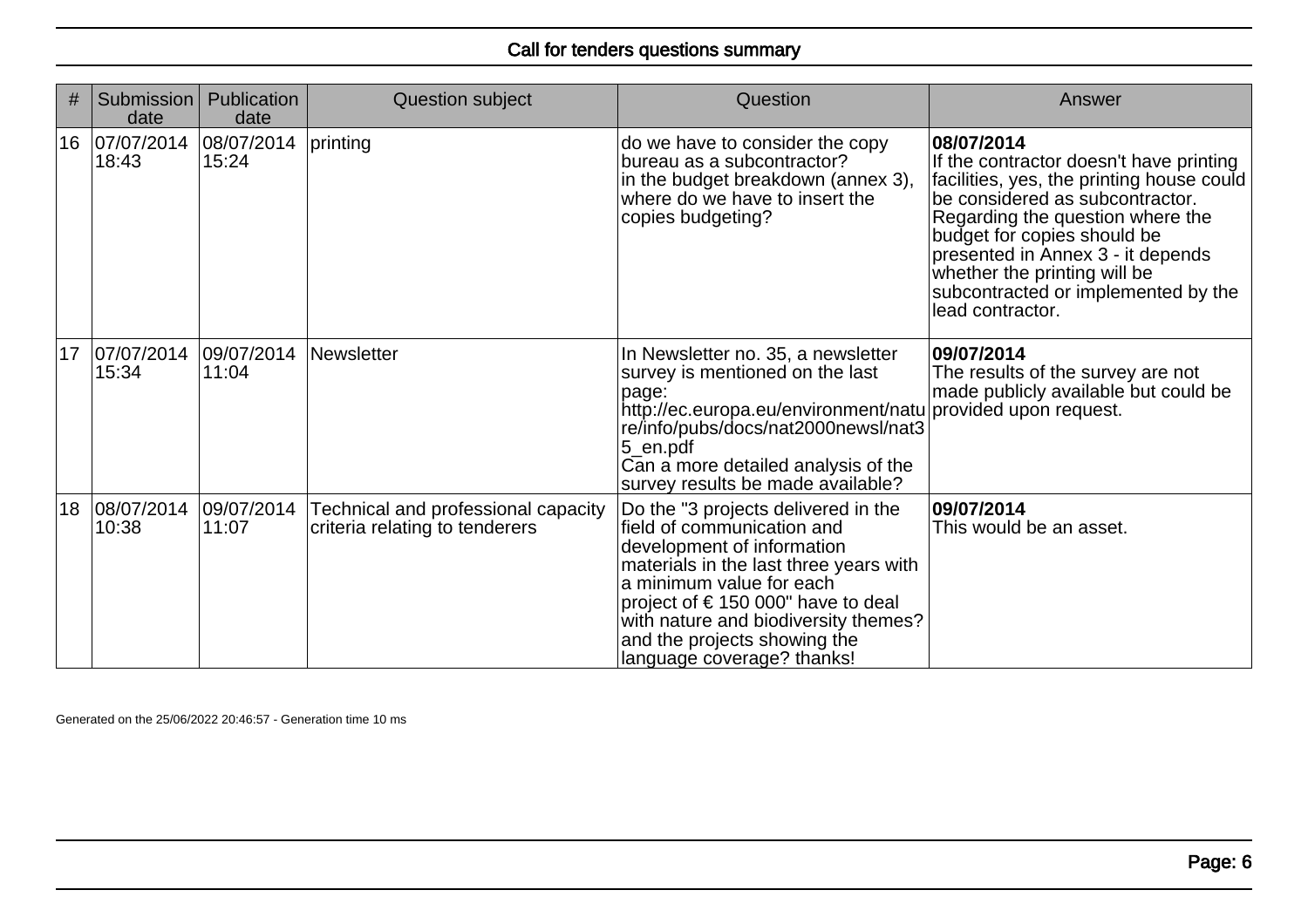## Call for tenders questions summary

| # | Submission date | Publication date | Question subject | Question | Answer |
|---|---|---|---|---|---|
| 16 | 07/07/2014 18:43 | 08/07/2014 15:24 | printing | do we have to consider the copy bureau as a subcontractor?<br>in the budget breakdown (annex 3), where do we have to insert the copies budgeting? | **08/07/2014**<br>If the contractor doesn't have printing facilities, yes, the printing house could be considered as subcontractor.<br>Regarding the question where the budget for copies should be presented in Annex 3 - it depends whether the printing will be subcontracted or implemented by the lead contractor. |
| 17 | 07/07/2014 15:34 | 09/07/2014 11:04 | Newsletter | In Newsletter no. 35, a newsletter survey is mentioned on the last page:<br>http://ec.europa.eu/environment/nature/info/pubs/docs/nat2000newsl/nat35_en.pdf<br>Can a more detailed analysis of the survey results be made available? | **09/07/2014**<br>The results of the survey are not made publicly available but could be provided upon request. |
| 18 | 08/07/2014 10:38 | 09/07/2014 11:07 | Technical and professional capacity criteria relating to tenderers | Do the "3 projects delivered in the field of communication and development of information materials in the last three years with a minimum value for each project of € 150 000" have to deal with nature and biodiversity themes? and the projects showing the language coverage? thanks! | **09/07/2014**<br>This would be an asset. |

Generated on the 25/06/2022 20:46:57 - Generation time 10 ms